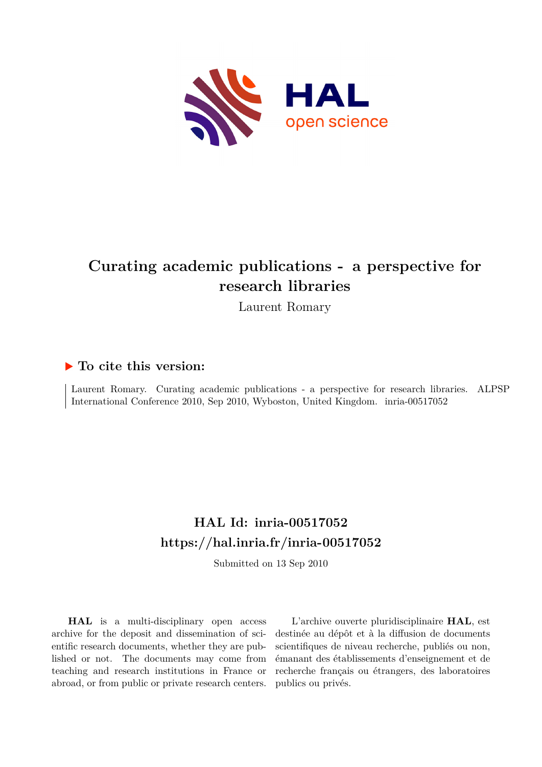# Curating academic publications - a perspective for research libraries

Laurent Romary

## ▶ To cite this version:

Laurent Romary. Curating academic publications - a perspective for research libraries. ALPSP International Conference 2010, Sep 2010, Wyboston, United Kingdom. inria-00517052

## HAL Id: inria-00517052
## https://hal.inria.fr/inria-00517052

Submitted on 13 Sep 2010

**HAL** is a multi-disciplinary open access archive for the deposit and dissemination of scientific research documents, whether they are published or not. The documents may come from teaching and research institutions in France or abroad, or from public or private research centers.

L'archive ouverte pluridisciplinaire **HAL**, est destinée au dépôt et à la diffusion de documents scientifiques de niveau recherche, publiés ou non, émanant des établissements d'enseignement et de recherche français ou étrangers, des laboratoires publics ou privés.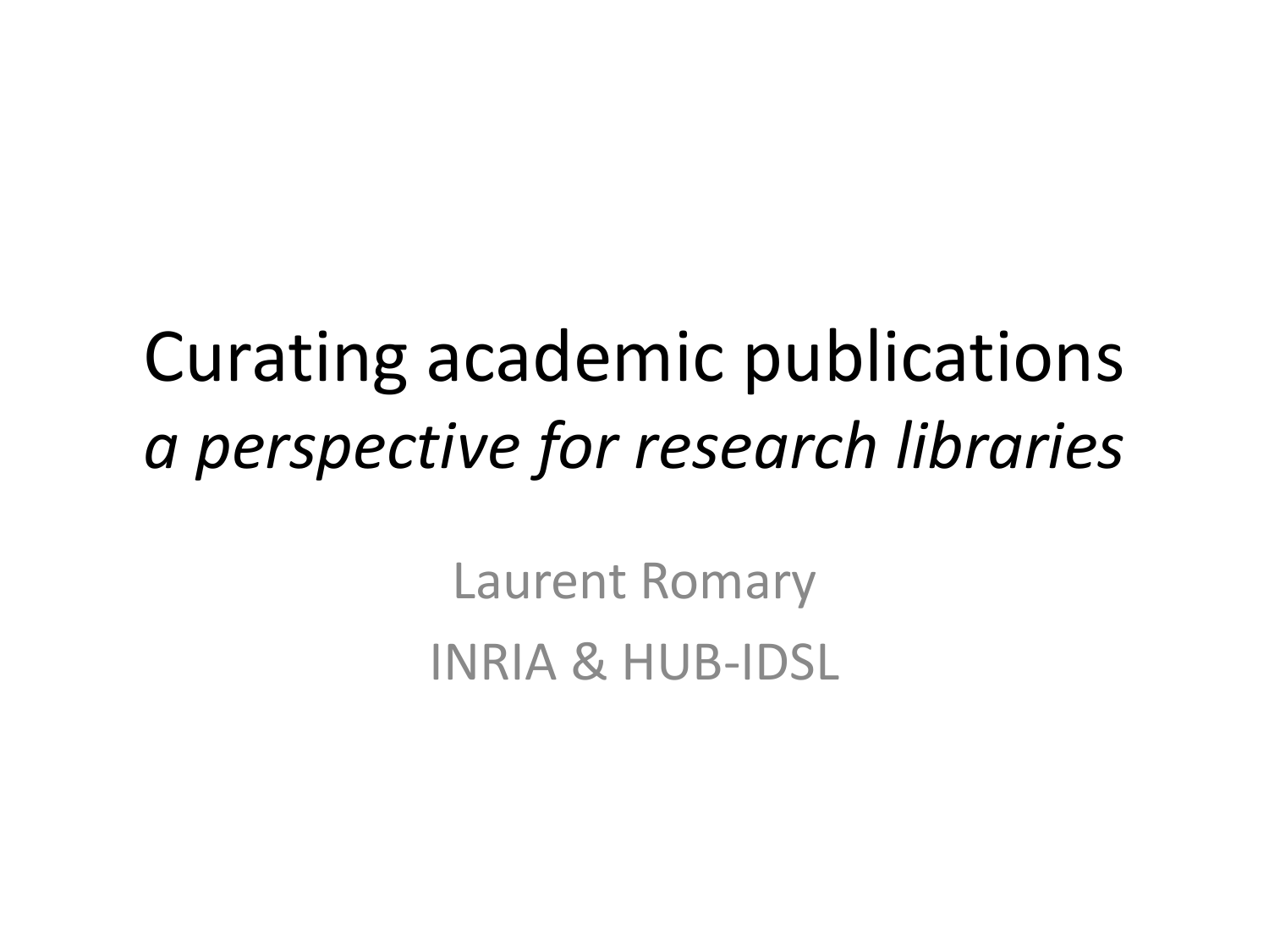# Curating academic publications
## *a perspective for research libraries*

Laurent Romary

INRIA & HUB-IDSL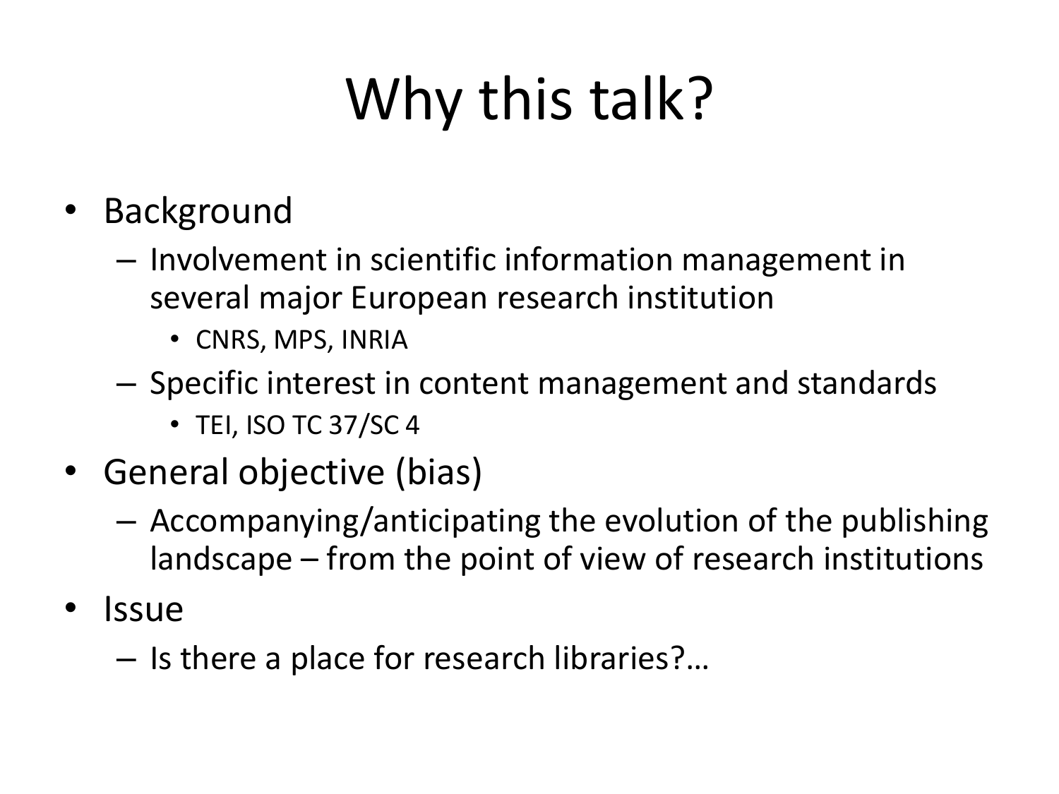# Why this talk?

- Background
  - Involvement in scientific information management in several major European research institution
    - CNRS, MPS, INRIA
  - Specific interest in content management and standards
    - TEI, ISO TC 37/SC 4
- General objective (bias)
  - Accompanying/anticipating the evolution of the publishing landscape – from the point of view of research institutions
- Issue
  - Is there a place for research libraries?…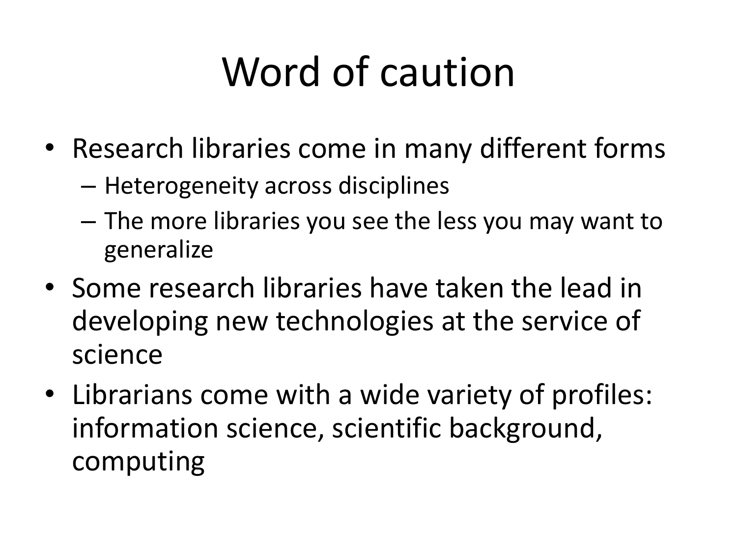# Word of caution

- Research libraries come in many different forms
  - Heterogeneity across disciplines
  - The more libraries you see the less you may want to generalize
- Some research libraries have taken the lead in developing new technologies at the service of science
- Librarians come with a wide variety of profiles: information science, scientific background, computing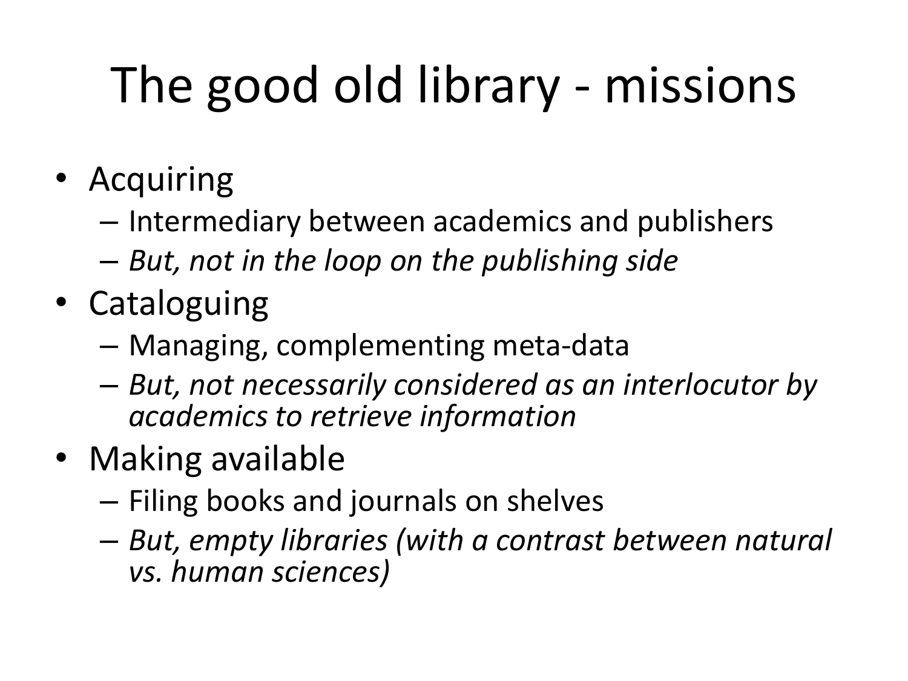# The good old library - missions

- Acquiring
  - Intermediary between academics and publishers
  - *But, not in the loop on the publishing side*
- Cataloguing
  - Managing, complementing meta-data
  - *But, not necessarily considered as an interlocutor by academics to retrieve information*
- Making available
  - Filing books and journals on shelves
  - *But, empty libraries (with a contrast between natural vs. human sciences)*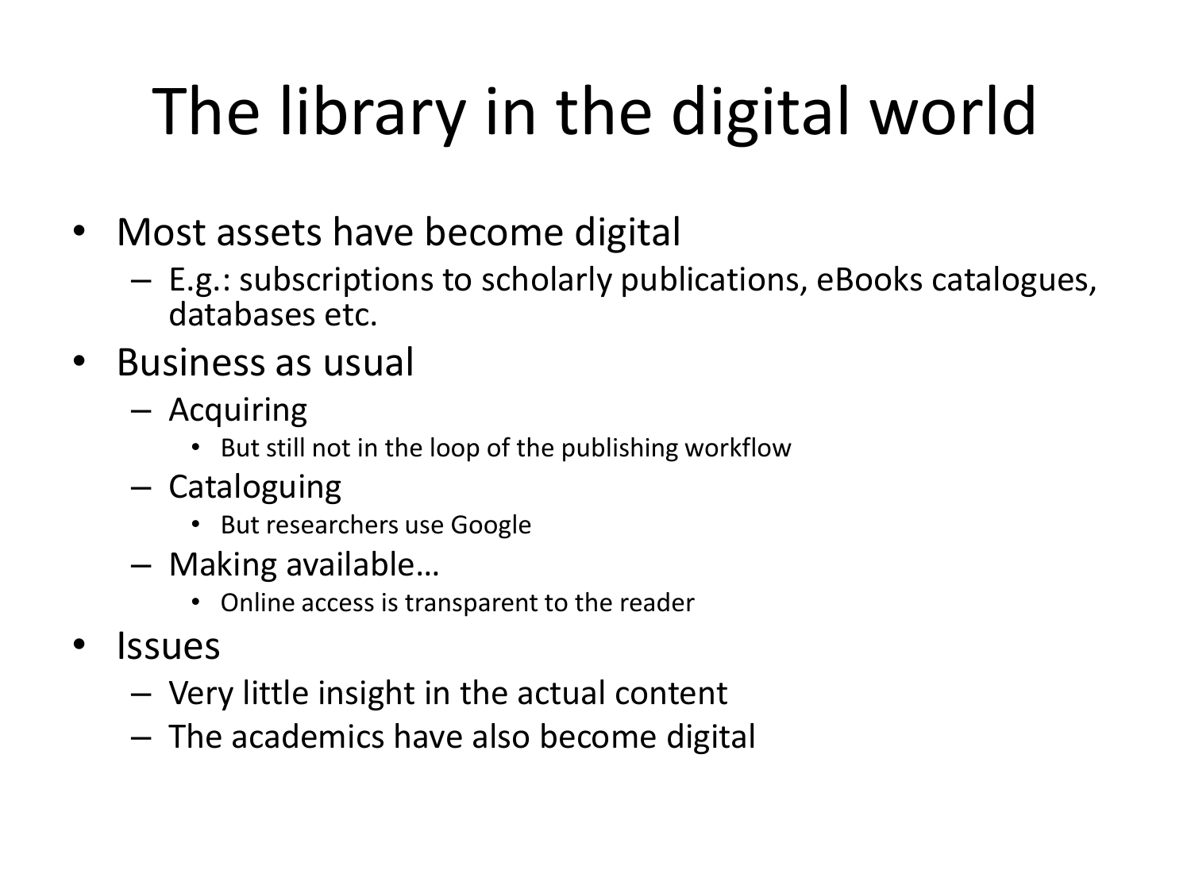# The library in the digital world

- Most assets have become digital
  - E.g.: subscriptions to scholarly publications, eBooks catalogues, databases etc.
- Business as usual
  - Acquiring
    - But still not in the loop of the publishing workflow
  - Cataloguing
    - But researchers use Google
  - Making available…
    - Online access is transparent to the reader
- Issues
  - Very little insight in the actual content
  - The academics have also become digital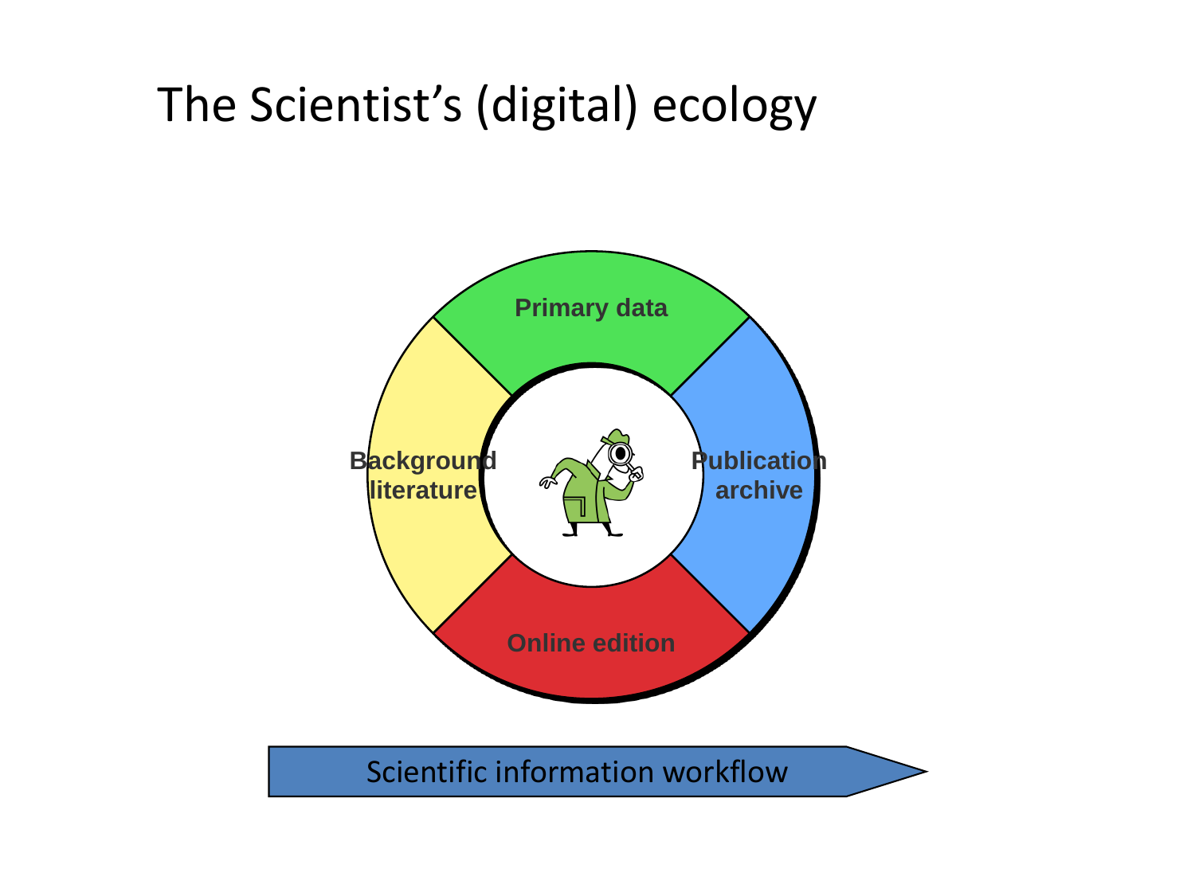# The Scientist's (digital) ecology

Primary data

Background literature

Publication archive

Online edition

Scientific information workflow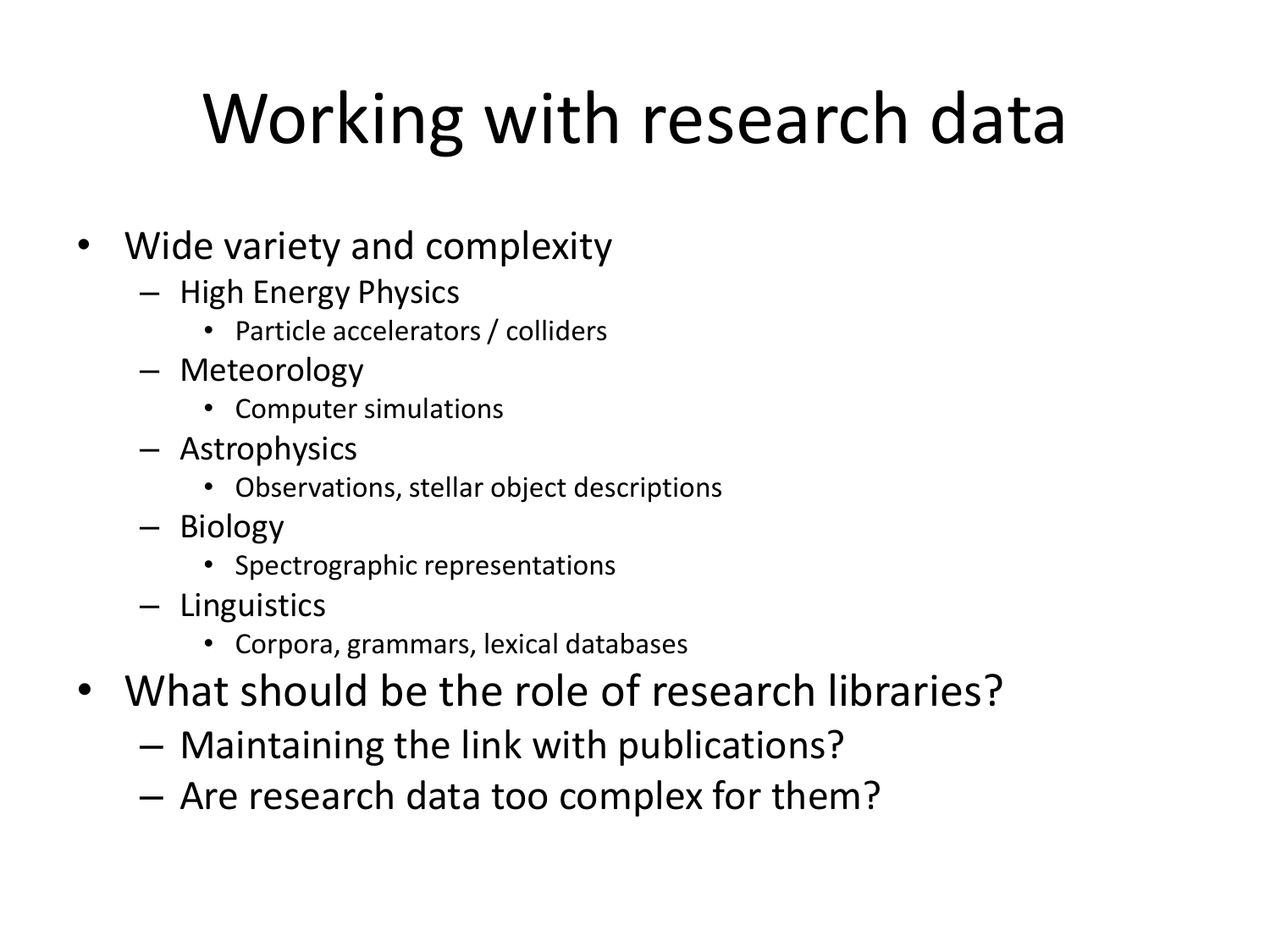# Working with research data

- Wide variety and complexity
  - High Energy Physics
    - Particle accelerators / colliders
  - Meteorology
    - Computer simulations
  - Astrophysics
    - Observations, stellar object descriptions
  - Biology
    - Spectrographic representations
  - Linguistics
    - Corpora, grammars, lexical databases
- What should be the role of research libraries?
  - Maintaining the link with publications?
  - Are research data too complex for them?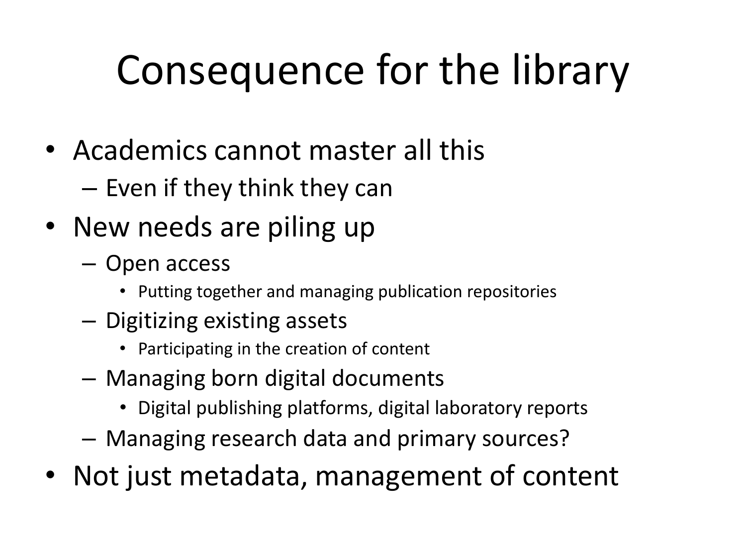# Consequence for the library

- Academics cannot master all this
  - Even if they think they can
- New needs are piling up
  - Open access
    - Putting together and managing publication repositories
  - Digitizing existing assets
    - Participating in the creation of content
  - Managing born digital documents
    - Digital publishing platforms, digital laboratory reports
  - Managing research data and primary sources?
- Not just metadata, management of content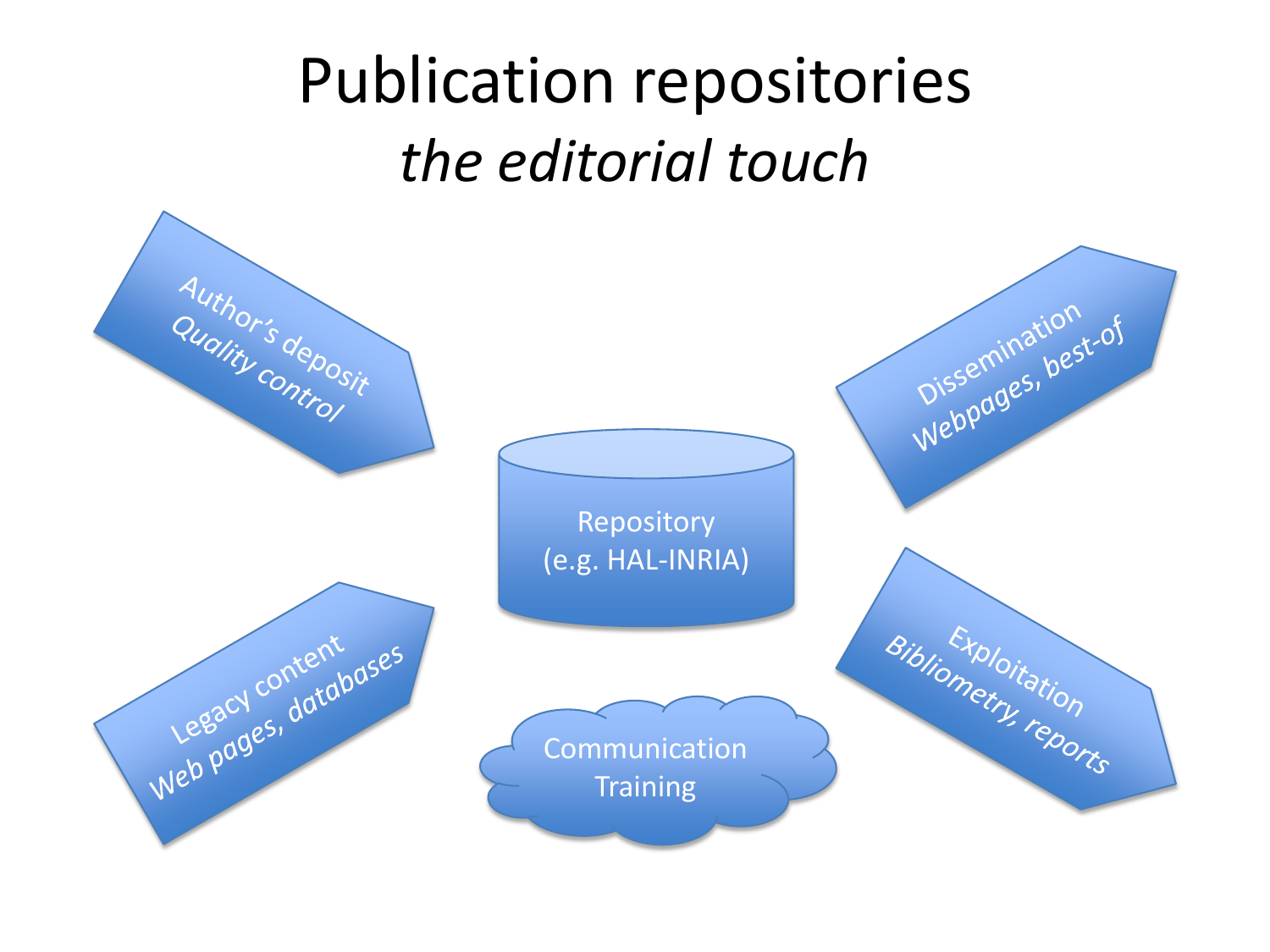# Publication repositories

## *the editorial touch*

- Author's deposit
  *Quality control*
- Legacy content
  *Web pages, databases*
- Repository
  (e.g. HAL-INRIA)
- Communication
  Training
- Dissemination
  *Webpages, best-of*
- Exploitation
  *Bibliometry, reports*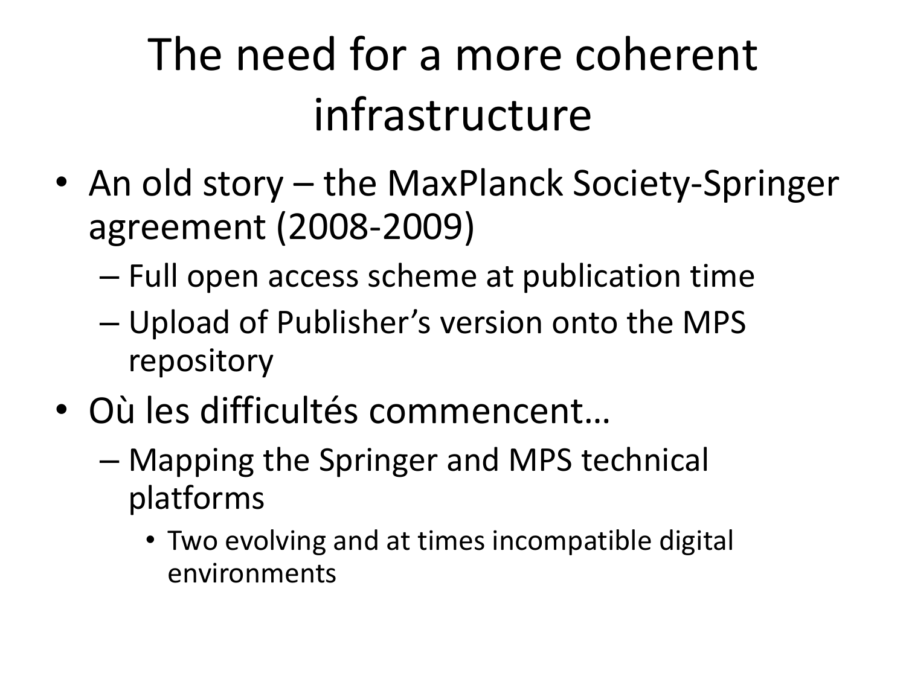# The need for a more coherent infrastructure

- An old story – the MaxPlanck Society-Springer agreement (2008-2009)
  - Full open access scheme at publication time
  - Upload of Publisher's version onto the MPS repository
- Où les difficultés commencent…
  - Mapping the Springer and MPS technical platforms
    - Two evolving and at times incompatible digital environments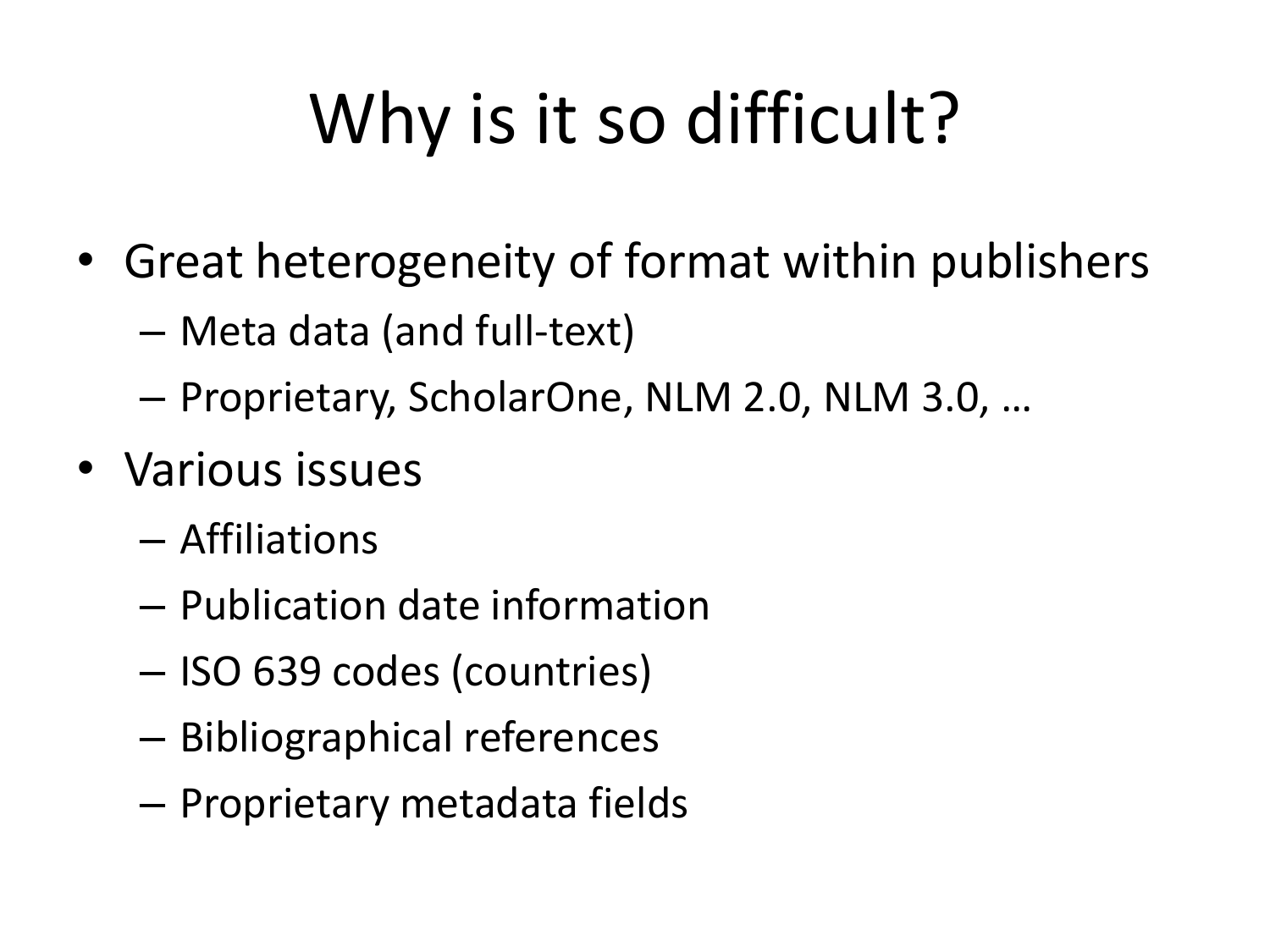# Why is it so difficult?

- Great heterogeneity of format within publishers
  - Meta data (and full-text)
  - Proprietary, ScholarOne, NLM 2.0, NLM 3.0, …
- Various issues
  - Affiliations
  - Publication date information
  - ISO 639 codes (countries)
  - Bibliographical references
  - Proprietary metadata fields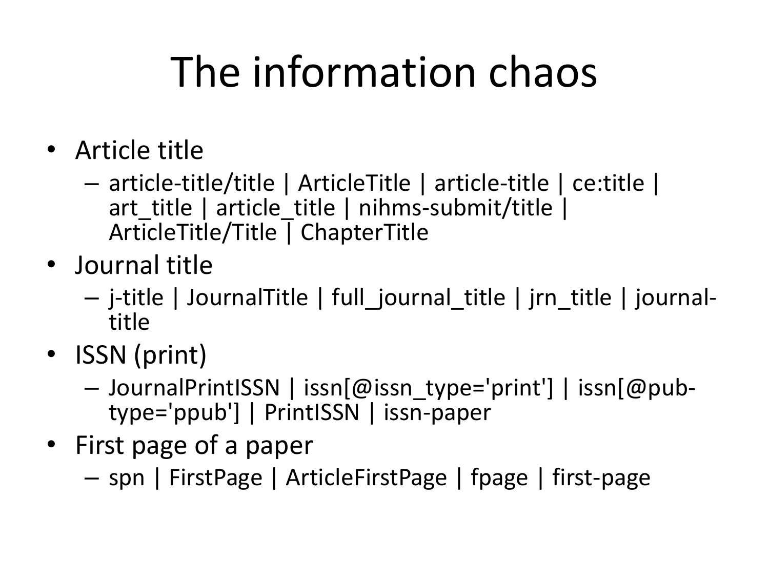# The information chaos

- Article title
  - article-title/title | ArticleTitle | article-title | ce:title | art_title | article_title | nihms-submit/title | ArticleTitle/Title | ChapterTitle
- Journal title
  - j-title | JournalTitle | full_journal_title | jrn_title | journal-title
- ISSN (print)
  - JournalPrintISSN | issn[@issn_type='print'] | issn[@pub-type='ppub'] | PrintISSN | issn-paper
- First page of a paper
  - spn | FirstPage | ArticleFirstPage | fpage | first-page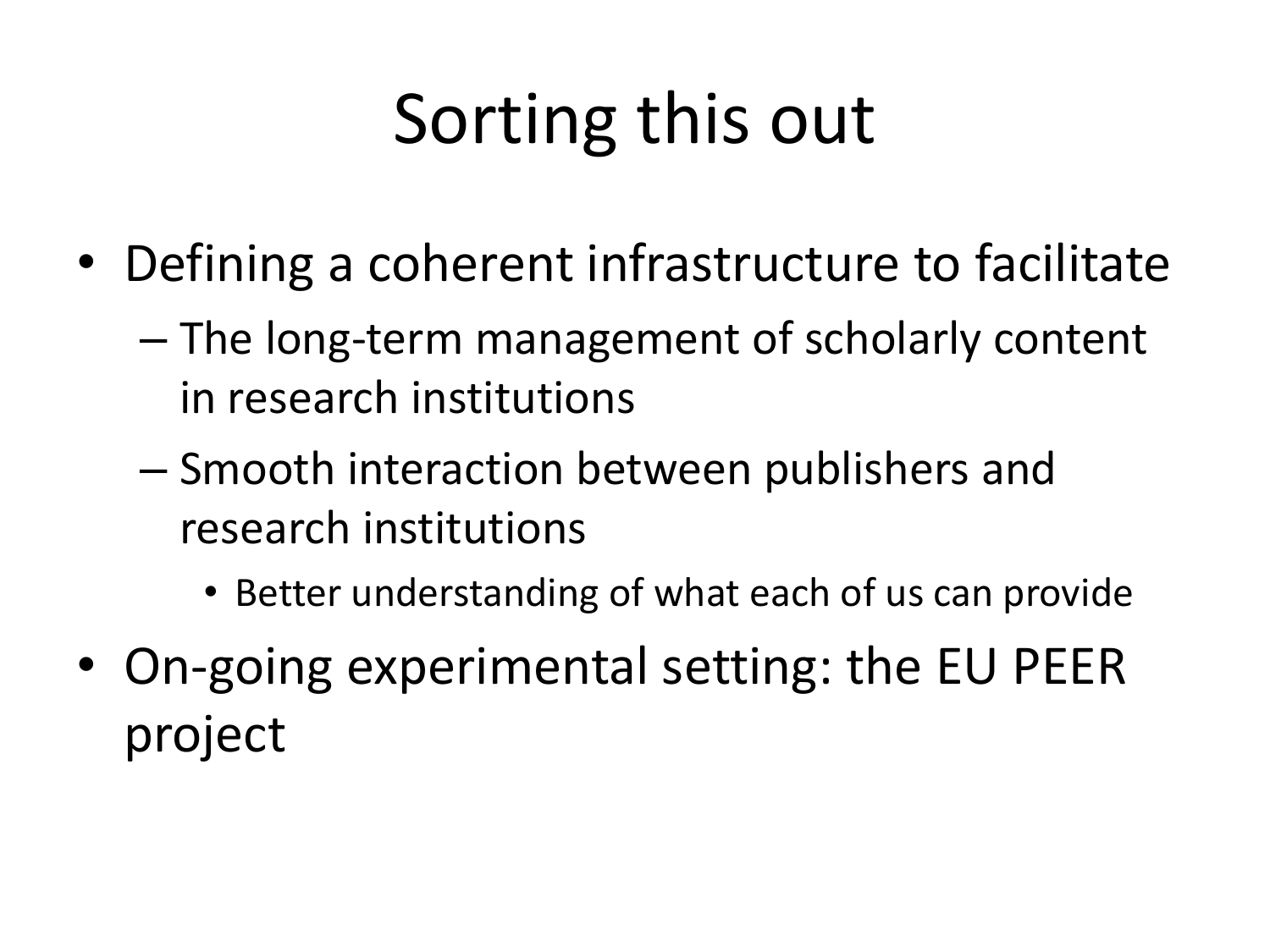# Sorting this out

- Defining a coherent infrastructure to facilitate
  - The long-term management of scholarly content in research institutions
  - Smooth interaction between publishers and research institutions
    - Better understanding of what each of us can provide
- On-going experimental setting: the EU PEER project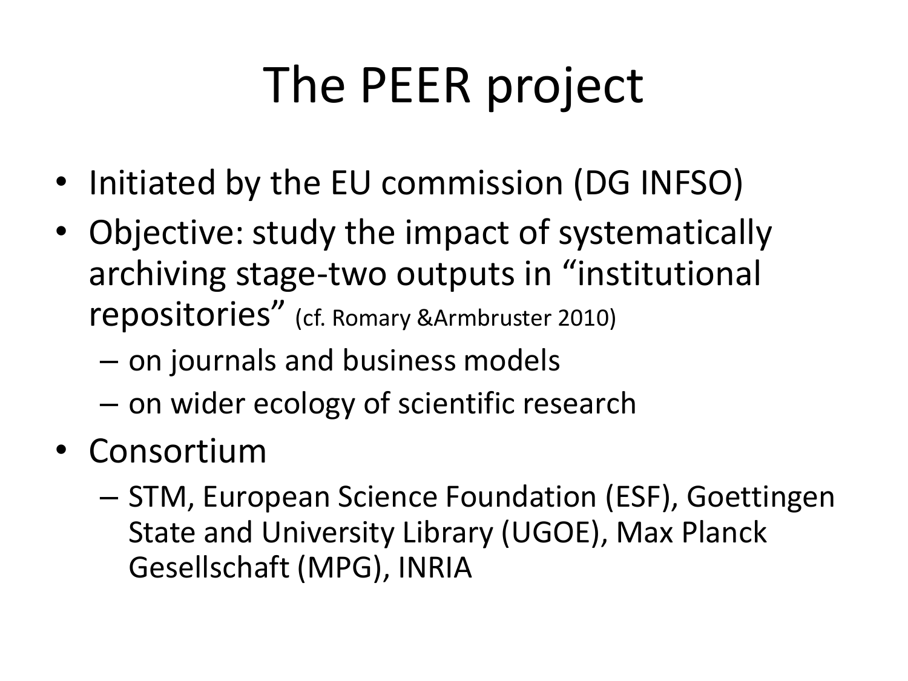# The PEER project

- Initiated by the EU commission (DG INFSO)
- Objective: study the impact of systematically archiving stage-two outputs in “institutional repositories” (cf. Romary &Armbruster 2010)
  - on journals and business models
  - on wider ecology of scientific research
- Consortium
  - STM, European Science Foundation (ESF), Goettingen State and University Library (UGOE), Max Planck Gesellschaft (MPG), INRIA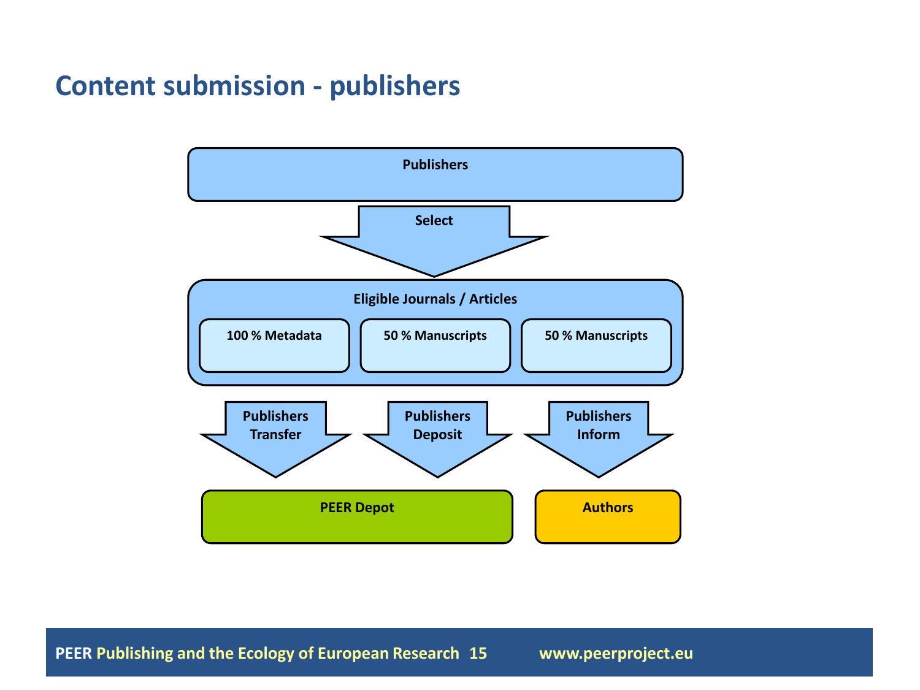## Content submission - publishers

Publishers

Select

Eligible Journals / Articles

100 % Metadata

50 % Manuscripts

50 % Manuscripts

Publishers Transfer

Publishers Deposit

Publishers Inform

PEER Depot

Authors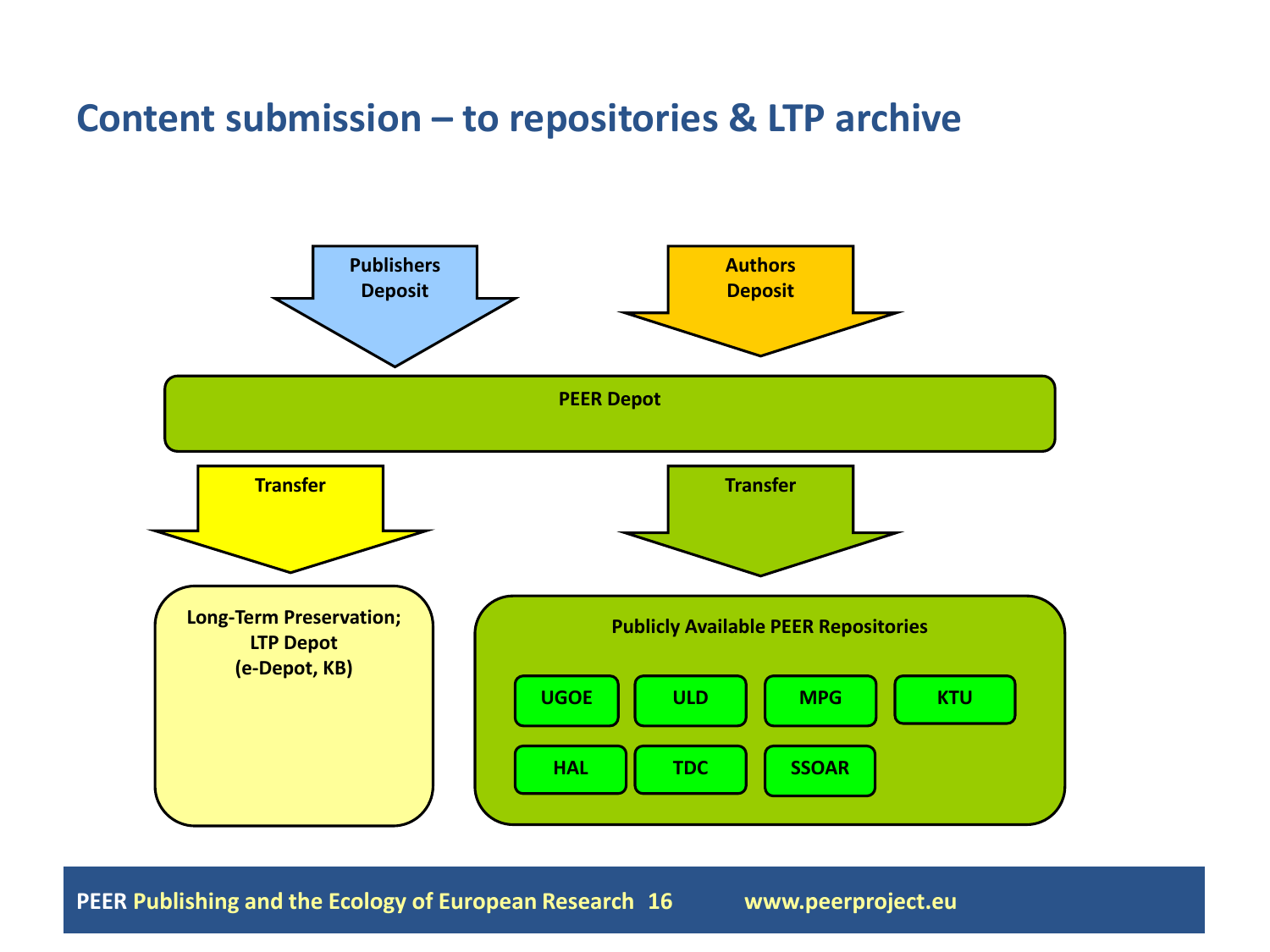# Content submission – to repositories & LTP archive

**Publishers Deposit**

**Authors Deposit**

**PEER Depot**

**Transfer**

**Transfer**

**Long-Term Preservation; LTP Depot (e-Depot, KB)**

**Publicly Available PEER Repositories**

- UGOE
- ULD
- MPG
- KTU
- HAL
- TDC
- SSOAR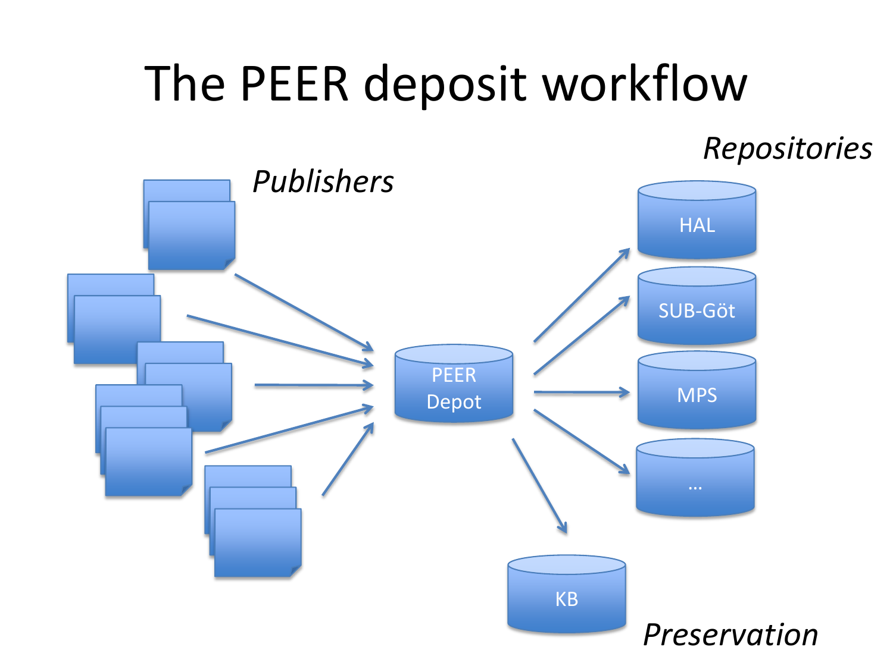# The PEER deposit workflow

*Publishers*

*Repositories*

HAL

SUB-Göt

MPS

…

PEER Depot

KB

*Preservation*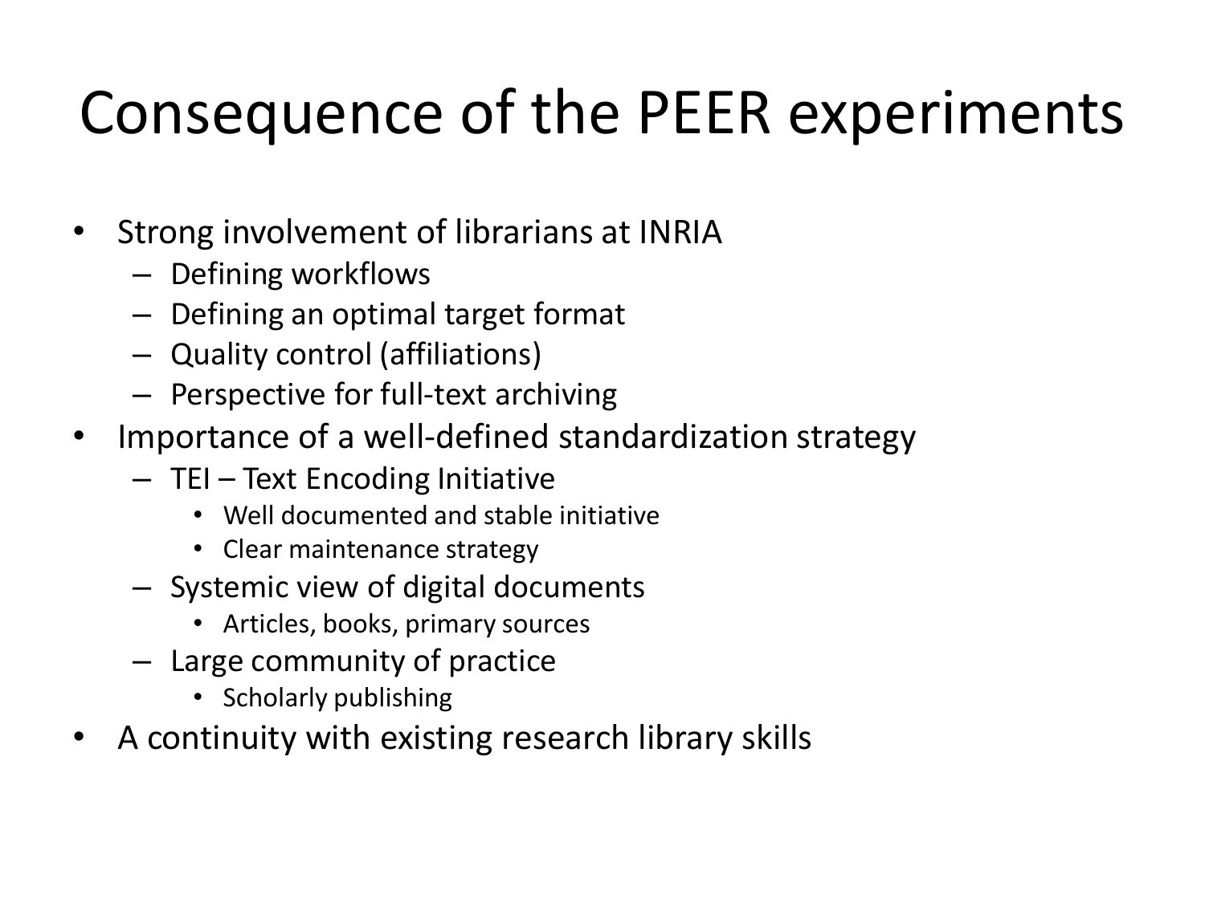# Consequence of the PEER experiments

- Strong involvement of librarians at INRIA
  - Defining workflows
  - Defining an optimal target format
  - Quality control (affiliations)
  - Perspective for full-text archiving
- Importance of a well-defined standardization strategy
  - TEI – Text Encoding Initiative
    - Well documented and stable initiative
    - Clear maintenance strategy
  - Systemic view of digital documents
    - Articles, books, primary sources
  - Large community of practice
    - Scholarly publishing
- A continuity with existing research library skills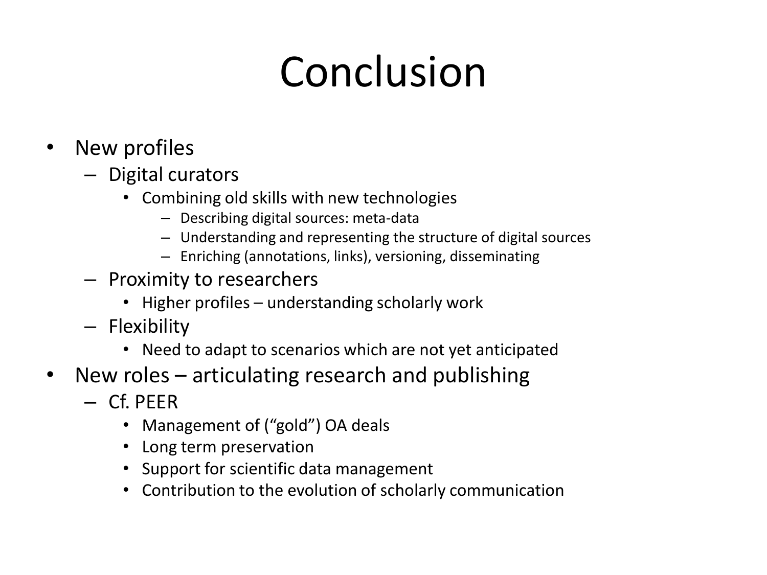# Conclusion

- New profiles
  - Digital curators
    - Combining old skills with new technologies
      - Describing digital sources: meta-data
      - Understanding and representing the structure of digital sources
      - Enriching (annotations, links), versioning, disseminating
  - Proximity to researchers
    - Higher profiles – understanding scholarly work
  - Flexibility
    - Need to adapt to scenarios which are not yet anticipated
- New roles – articulating research and publishing
  - Cf. PEER
    - Management of ("gold") OA deals
    - Long term preservation
    - Support for scientific data management
    - Contribution to the evolution of scholarly communication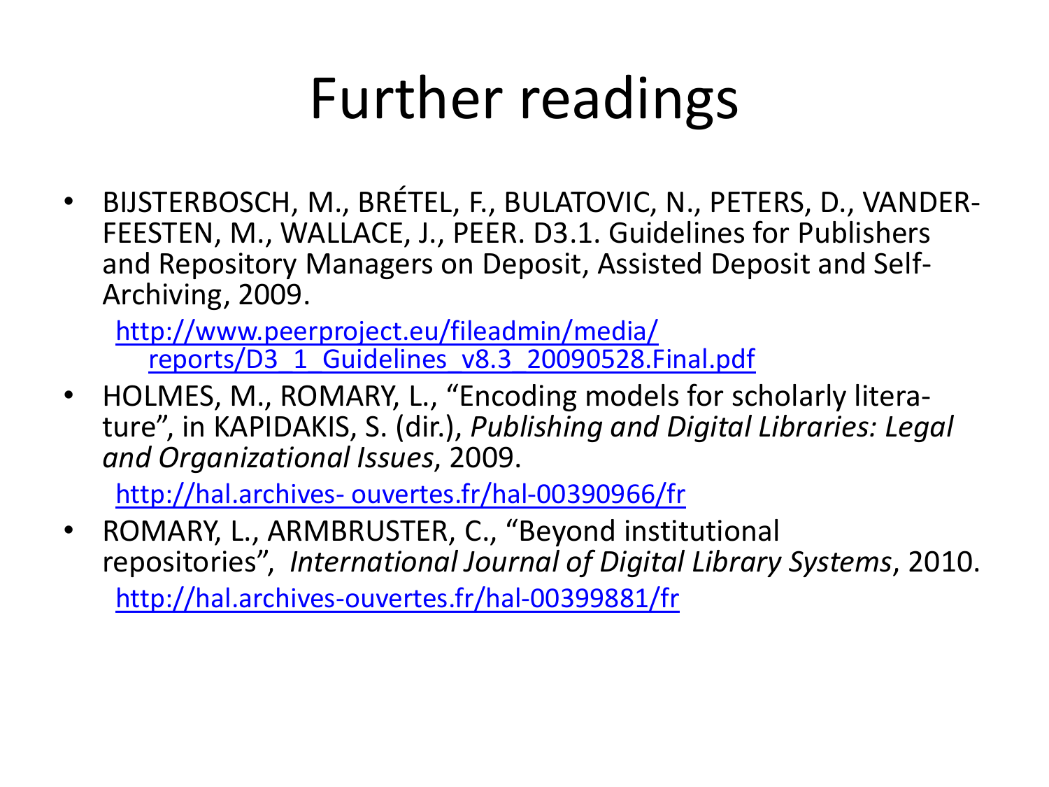# Further readings

- BIJSTERBOSCH, M., BRÉTEL, F., BULATOVIC, N., PETERS, D., VANDER-FEESTEN, M., WALLACE, J., PEER. D3.1. Guidelines for Publishers and Repository Managers on Deposit, Assisted Deposit and Self-Archiving, 2009.

  http://www.peerproject.eu/fileadmin/media/reports/D3_1_Guidelines_v8.3_20090528.Final.pdf

- HOLMES, M., ROMARY, L., "Encoding models for scholarly literature", in KAPIDAKIS, S. (dir.), *Publishing and Digital Libraries: Legal and Organizational Issues*, 2009.

  http://hal.archives- ouvertes.fr/hal-00390966/fr

- ROMARY, L., ARMBRUSTER, C., "Beyond institutional repositories", *International Journal of Digital Library Systems*, 2010.

  http://hal.archives-ouvertes.fr/hal-00399881/fr